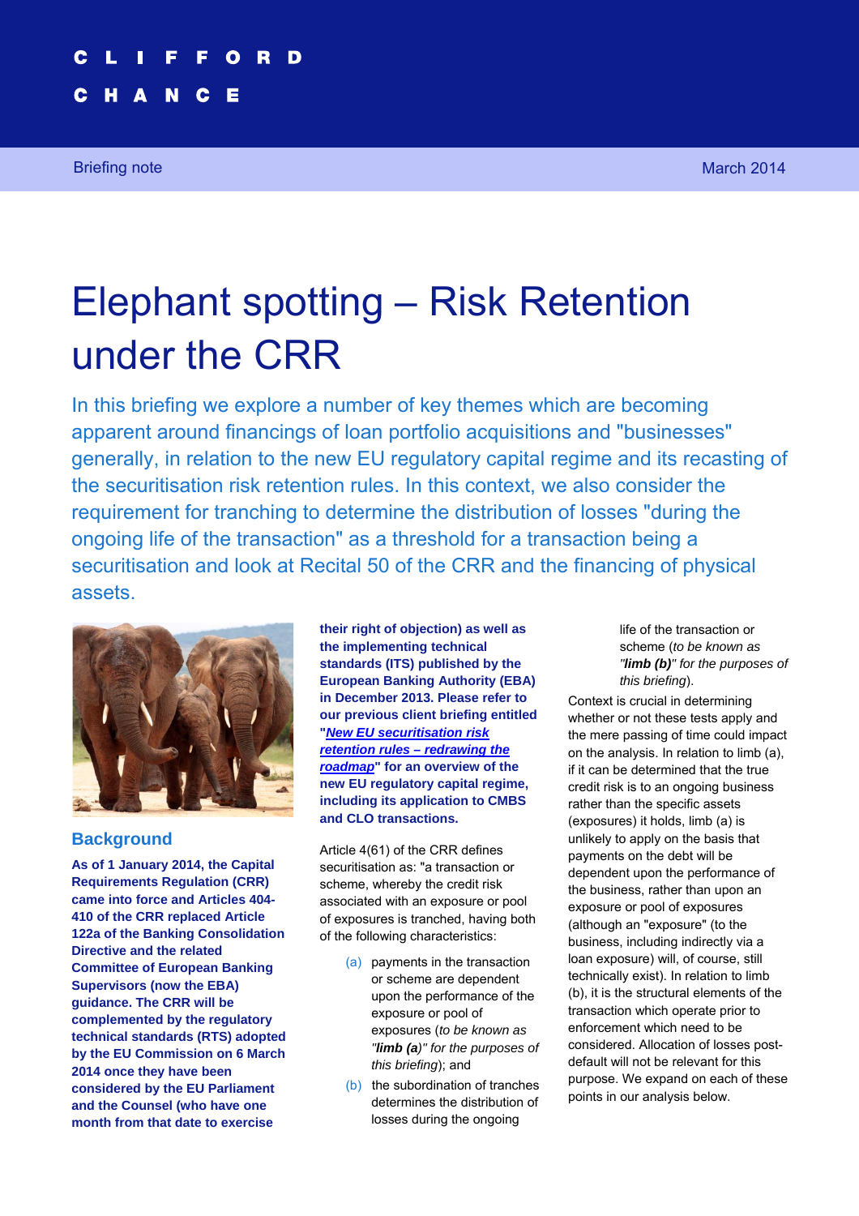CLIFFORD CHANCE

Briefing note — March 2014

# Elephant spotting – Risk Retention under the CRR

In this briefing we explore a number of key themes which are becoming apparent around financings of loan portfolio acquisitions and "businesses" generally, in relation to the new EU regulatory capital regime and its recasting of the securitisation risk retention rules. In this context, we also consider the requirement for tranching to determine the distribution of losses "during the ongoing life of the transaction" as a threshold for a transaction being a securitisation and look at Recital 50 of the CRR and the financing of physical assets.

## Background

**As of 1 January 2014, the Capital Requirements Regulation (CRR) came into force and Articles 404-410 of the CRR replaced Article 122a of the Banking Consolidation Directive and the related Committee of European Banking Supervisors (now the EBA) guidance. The CRR will be complemented by the regulatory technical standards (RTS) adopted by the EU Commission on 6 March 2014 once they have been considered by the EU Parliament and the Counsel (who have one month from that date to exercise their right of objection) as well as the implementing technical standards (ITS) published by the European Banking Authority (EBA) in December 2013. Please refer to our previous client briefing entitled "*New EU securitisation risk retention rules – redrawing the roadmap*" for an overview of the new EU regulatory capital regime, including its application to CMBS and CLO transactions.**

Article 4(61) of the CRR defines securitisation as: "a transaction or scheme, whereby the credit risk associated with an exposure or pool of exposures is tranched, having both of the following characteristics:

(a) payments in the transaction or scheme are dependent upon the performance of the exposure or pool of exposures (*to be known as "**limb (a)**" for the purposes of this briefing*); and

(b) the subordination of tranches determines the distribution of losses during the ongoing life of the transaction or scheme (*to be known as "**limb (b)**" for the purposes of this briefing*).

Context is crucial in determining whether or not these tests apply and the mere passing of time could impact on the analysis. In relation to limb (a), if it can be determined that the true credit risk is to an ongoing business rather than the specific assets (exposures) it holds, limb (a) is unlikely to apply on the basis that payments on the debt will be dependent upon the performance of the business, rather than upon an exposure or pool of exposures (although an "exposure" (to the business, including indirectly via a loan exposure) will, of course, still technically exist). In relation to limb (b), it is the structural elements of the transaction which operate prior to enforcement which need to be considered. Allocation of losses post-default will not be relevant for this purpose. We expand on each of these points in our analysis below.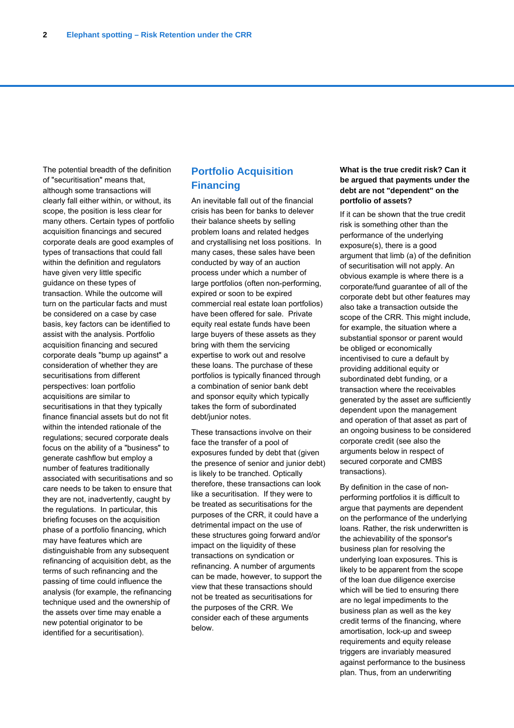The potential breadth of the definition of "securitisation" means that, although some transactions will clearly fall either within, or without, its scope, the position is less clear for many others. Certain types of portfolio acquisition financings and secured corporate deals are good examples of types of transactions that could fall within the definition and regulators have given very little specific guidance on these types of transaction. While the outcome will turn on the particular facts and must be considered on a case by case basis, key factors can be identified to assist with the analysis. Portfolio acquisition financing and secured corporate deals "bump up against" a consideration of whether they are securitisations from different perspectives: loan portfolio acquisitions are similar to securitisations in that they typically finance financial assets but do not fit within the intended rationale of the regulations; secured corporate deals focus on the ability of a "business" to generate cashflow but employ a number of features traditionally associated with securitisations and so care needs to be taken to ensure that they are not, inadvertently, caught by the regulations. In particular, this briefing focuses on the acquisition phase of a portfolio financing, which may have features which are distinguishable from any subsequent refinancing of acquisition debt, as the terms of such refinancing and the passing of time could influence the analysis (for example, the refinancing technique used and the ownership of the assets over time may enable a new potential originator to be identified for a securitisation).

## Portfolio Acquisition Financing

An inevitable fall out of the financial crisis has been for banks to delever their balance sheets by selling problem loans and related hedges and crystallising net loss positions. In many cases, these sales have been conducted by way of an auction process under which a number of large portfolios (often non-performing, expired or soon to be expired commercial real estate loan portfolios) have been offered for sale. Private equity real estate funds have been large buyers of these assets as they bring with them the servicing expertise to work out and resolve these loans. The purchase of these portfolios is typically financed through a combination of senior bank debt and sponsor equity which typically takes the form of subordinated debt/junior notes.

These transactions involve on their face the transfer of a pool of exposures funded by debt that (given the presence of senior and junior debt) is likely to be tranched. Optically therefore, these transactions can look like a securitisation. If they were to be treated as securitisations for the purposes of the CRR, it could have a detrimental impact on the use of these structures going forward and/or impact on the liquidity of these transactions on syndication or refinancing. A number of arguments can be made, however, to support the view that these transactions should not be treated as securitisations for the purposes of the CRR. We consider each of these arguments below.

**What is the true credit risk? Can it be argued that payments under the debt are not "dependent" on the portfolio of assets?**

If it can be shown that the true credit risk is something other than the performance of the underlying exposure(s), there is a good argument that limb (a) of the definition of securitisation will not apply. An obvious example is where there is a corporate/fund guarantee of all of the corporate debt but other features may also take a transaction outside the scope of the CRR. This might include, for example, the situation where a substantial sponsor or parent would be obliged or economically incentivised to cure a default by providing additional equity or subordinated debt funding, or a transaction where the receivables generated by the asset are sufficiently dependent upon the management and operation of that asset as part of an ongoing business to be considered corporate credit (see also the arguments below in respect of secured corporate and CMBS transactions).

By definition in the case of non-performing portfolios it is difficult to argue that payments are dependent on the performance of the underlying loans. Rather, the risk underwritten is the achievability of the sponsor's business plan for resolving the underlying loan exposures. This is likely to be apparent from the scope of the loan due diligence exercise which will be tied to ensuring there are no legal impediments to the business plan as well as the key credit terms of the financing, where amortisation, lock-up and sweep requirements and equity release triggers are invariably measured against performance to the business plan. Thus, from an underwriting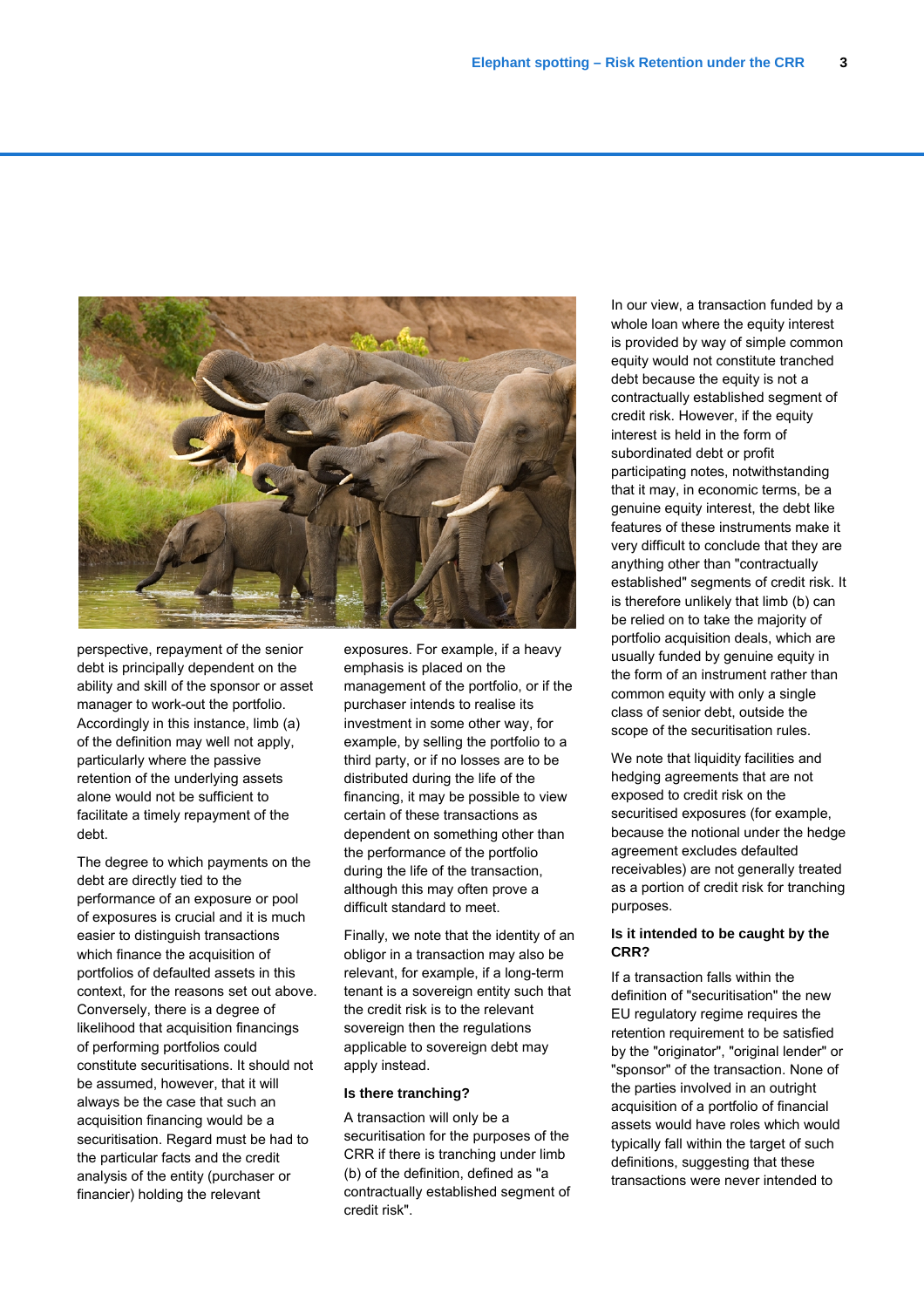perspective, repayment of the senior debt is principally dependent on the ability and skill of the sponsor or asset manager to work-out the portfolio. Accordingly in this instance, limb (a) of the definition may well not apply, particularly where the passive retention of the underlying assets alone would not be sufficient to facilitate a timely repayment of the debt.

The degree to which payments on the debt are directly tied to the performance of an exposure or pool of exposures is crucial and it is much easier to distinguish transactions which finance the acquisition of portfolios of defaulted assets in this context, for the reasons set out above. Conversely, there is a degree of likelihood that acquisition financings of performing portfolios could constitute securitisations. It should not be assumed, however, that it will always be the case that such an acquisition financing would be a securitisation. Regard must be had to the particular facts and the credit analysis of the entity (purchaser or financier) holding the relevant exposures. For example, if a heavy emphasis is placed on the management of the portfolio, or if the purchaser intends to realise its investment in some other way, for example, by selling the portfolio to a third party, or if no losses are to be distributed during the life of the financing, it may be possible to view certain of these transactions as dependent on something other than the performance of the portfolio during the life of the transaction, although this may often prove a difficult standard to meet.

Finally, we note that the identity of an obligor in a transaction may also be relevant, for example, if a long-term tenant is a sovereign entity such that the credit risk is to the relevant sovereign then the regulations applicable to sovereign debt may apply instead.

### Is there tranching?

A transaction will only be a securitisation for the purposes of the CRR if there is tranching under limb (b) of the definition, defined as "a contractually established segment of credit risk".

In our view, a transaction funded by a whole loan where the equity interest is provided by way of simple common equity would not constitute tranched debt because the equity is not a contractually established segment of credit risk. However, if the equity interest is held in the form of subordinated debt or profit participating notes, notwithstanding that it may, in economic terms, be a genuine equity interest, the debt like features of these instruments make it very difficult to conclude that they are anything other than "contractually established" segments of credit risk. It is therefore unlikely that limb (b) can be relied on to take the majority of portfolio acquisition deals, which are usually funded by genuine equity in the form of an instrument rather than common equity with only a single class of senior debt, outside the scope of the securitisation rules.

We note that liquidity facilities and hedging agreements that are not exposed to credit risk on the securitised exposures (for example, because the notional under the hedge agreement excludes defaulted receivables) are not generally treated as a portion of credit risk for tranching purposes.

### Is it intended to be caught by the CRR?

If a transaction falls within the definition of "securitisation" the new EU regulatory regime requires the retention requirement to be satisfied by the "originator", "original lender" or "sponsor" of the transaction. None of the parties involved in an outright acquisition of a portfolio of financial assets would have roles which would typically fall within the target of such definitions, suggesting that these transactions were never intended to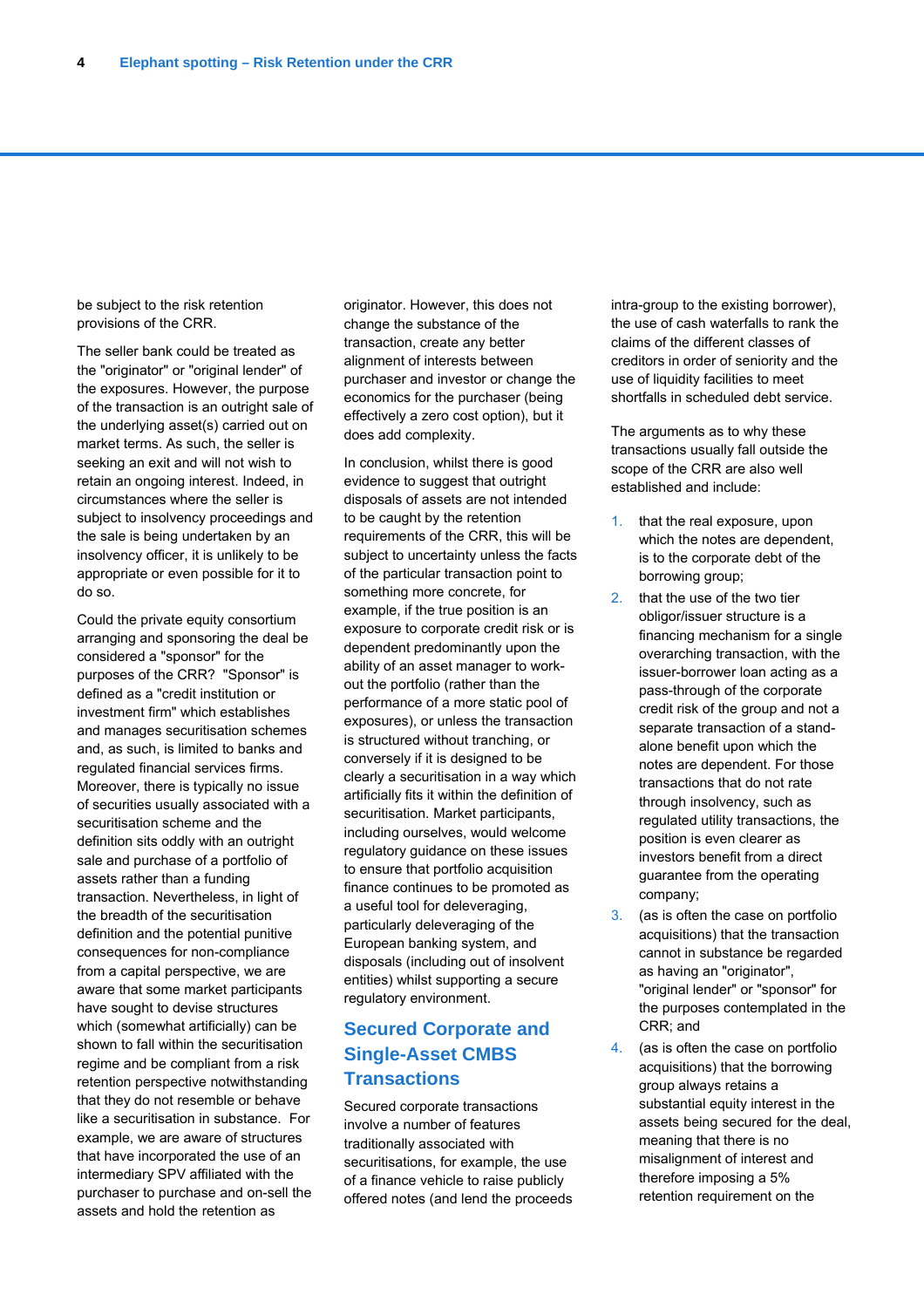be subject to the risk retention provisions of the CRR.

The seller bank could be treated as the "originator" or "original lender" of the exposures. However, the purpose of the transaction is an outright sale of the underlying asset(s) carried out on market terms. As such, the seller is seeking an exit and will not wish to retain an ongoing interest. Indeed, in circumstances where the seller is subject to insolvency proceedings and the sale is being undertaken by an insolvency officer, it is unlikely to be appropriate or even possible for it to do so.

Could the private equity consortium arranging and sponsoring the deal be considered a "sponsor" for the purposes of the CRR? "Sponsor" is defined as a "credit institution or investment firm" which establishes and manages securitisation schemes and, as such, is limited to banks and regulated financial services firms. Moreover, there is typically no issue of securities usually associated with a securitisation scheme and the definition sits oddly with an outright sale and purchase of a portfolio of assets rather than a funding transaction. Nevertheless, in light of the breadth of the securitisation definition and the potential punitive consequences for non-compliance from a capital perspective, we are aware that some market participants have sought to devise structures which (somewhat artificially) can be shown to fall within the securitisation regime and be compliant from a risk retention perspective notwithstanding that they do not resemble or behave like a securitisation in substance. For example, we are aware of structures that have incorporated the use of an intermediary SPV affiliated with the purchaser to purchase and on-sell the assets and hold the retention as originator. However, this does not change the substance of the transaction, create any better alignment of interests between purchaser and investor or change the economics for the purchaser (being effectively a zero cost option), but it does add complexity.

In conclusion, whilst there is good evidence to suggest that outright disposals of assets are not intended to be caught by the retention requirements of the CRR, this will be subject to uncertainty unless the facts of the particular transaction point to something more concrete, for example, if the true position is an exposure to corporate credit risk or is dependent predominantly upon the ability of an asset manager to work-out the portfolio (rather than the performance of a more static pool of exposures), or unless the transaction is structured without tranching, or conversely if it is designed to be clearly a securitisation in a way which artificially fits it within the definition of securitisation. Market participants, including ourselves, would welcome regulatory guidance on these issues to ensure that portfolio acquisition finance continues to be promoted as a useful tool for deleveraging, particularly deleveraging of the European banking system, and disposals (including out of insolvent entities) whilst supporting a secure regulatory environment.

## Secured Corporate and Single-Asset CMBS Transactions

Secured corporate transactions involve a number of features traditionally associated with securitisations, for example, the use of a finance vehicle to raise publicly offered notes (and lend the proceeds intra-group to the existing borrower), the use of cash waterfalls to rank the claims of the different classes of creditors in order of seniority and the use of liquidity facilities to meet shortfalls in scheduled debt service.

The arguments as to why these transactions usually fall outside the scope of the CRR are also well established and include:

1. that the real exposure, upon which the notes are dependent, is to the corporate debt of the borrowing group;
2. that the use of the two tier obligor/issuer structure is a financing mechanism for a single overarching transaction, with the issuer-borrower loan acting as a pass-through of the corporate credit risk of the group and not a separate transaction of a stand-alone benefit upon which the notes are dependent. For those transactions that do not rate through insolvency, such as regulated utility transactions, the position is even clearer as investors benefit from a direct guarantee from the operating company;
3. (as is often the case on portfolio acquisitions) that the transaction cannot in substance be regarded as having an "originator", "original lender" or "sponsor" for the purposes contemplated in the CRR; and
4. (as is often the case on portfolio acquisitions) that the borrowing group always retains a substantial equity interest in the assets being secured for the deal, meaning that there is no misalignment of interest and therefore imposing a 5% retention requirement on the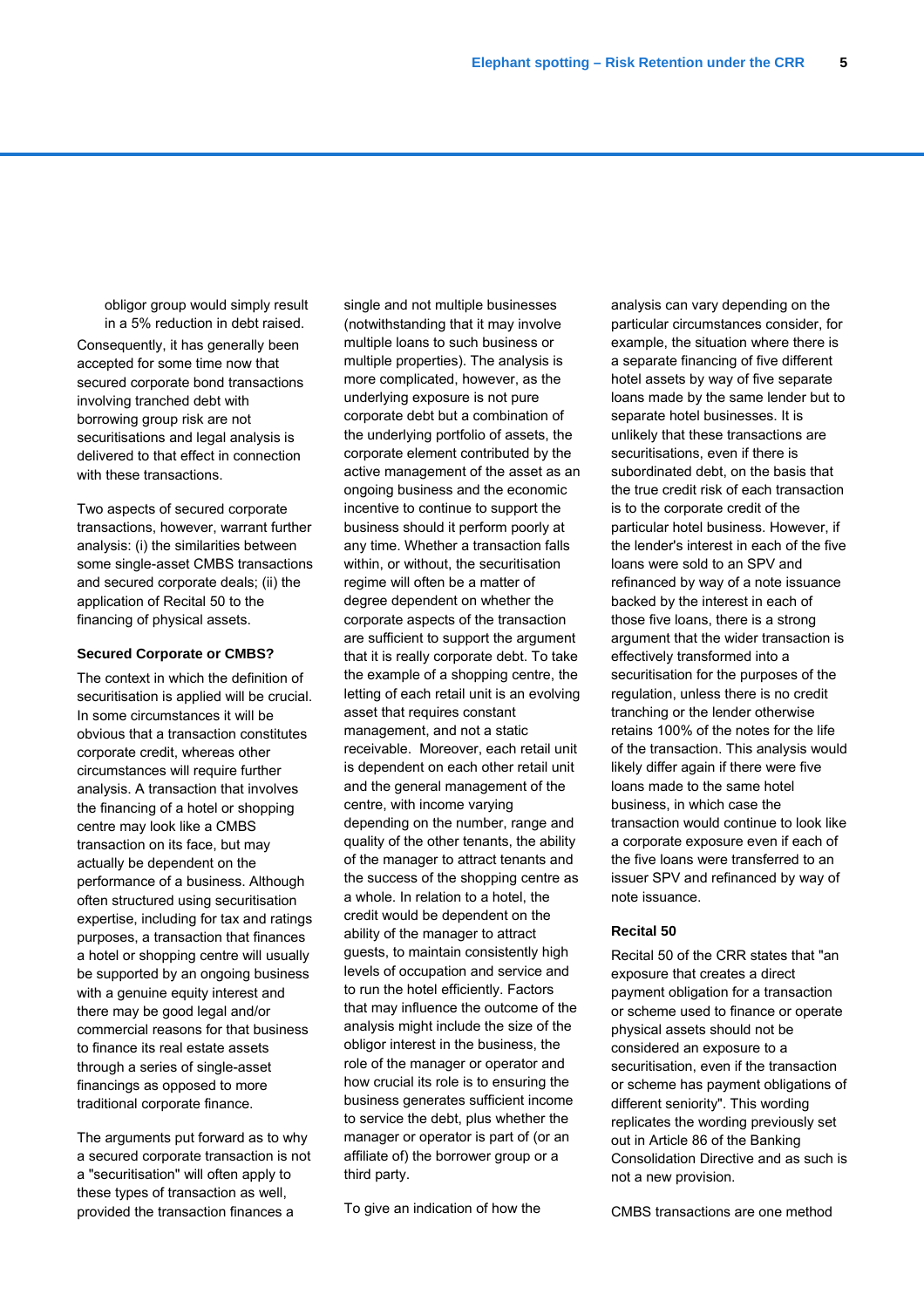obligor group would simply result in a 5% reduction in debt raised.

Consequently, it has generally been accepted for some time now that secured corporate bond transactions involving tranched debt with borrowing group risk are not securitisations and legal analysis is delivered to that effect in connection with these transactions.

Two aspects of secured corporate transactions, however, warrant further analysis: (i) the similarities between some single-asset CMBS transactions and secured corporate deals; (ii) the application of Recital 50 to the financing of physical assets.

### Secured Corporate or CMBS?

The context in which the definition of securitisation is applied will be crucial. In some circumstances it will be obvious that a transaction constitutes corporate credit, whereas other circumstances will require further analysis. A transaction that involves the financing of a hotel or shopping centre may look like a CMBS transaction on its face, but may actually be dependent on the performance of a business. Although often structured using securitisation expertise, including for tax and ratings purposes, a transaction that finances a hotel or shopping centre will usually be supported by an ongoing business with a genuine equity interest and there may be good legal and/or commercial reasons for that business to finance its real estate assets through a series of single-asset financings as opposed to more traditional corporate finance.

The arguments put forward as to why a secured corporate transaction is not a "securitisation" will often apply to these types of transaction as well, provided the transaction finances a single and not multiple businesses (notwithstanding that it may involve multiple loans to such business or multiple properties). The analysis is more complicated, however, as the underlying exposure is not pure corporate debt but a combination of the underlying portfolio of assets, the corporate element contributed by the active management of the asset as an ongoing business and the economic incentive to continue to support the business should it perform poorly at any time. Whether a transaction falls within, or without, the securitisation regime will often be a matter of degree dependent on whether the corporate aspects of the transaction are sufficient to support the argument that it is really corporate debt. To take the example of a shopping centre, the letting of each retail unit is an evolving asset that requires constant management, and not a static receivable. Moreover, each retail unit is dependent on each other retail unit and the general management of the centre, with income varying depending on the number, range and quality of the other tenants, the ability of the manager to attract tenants and the success of the shopping centre as a whole. In relation to a hotel, the credit would be dependent on the ability of the manager to attract guests, to maintain consistently high levels of occupation and service and to run the hotel efficiently. Factors that may influence the outcome of the analysis might include the size of the obligor interest in the business, the role of the manager or operator and how crucial its role is to ensuring the business generates sufficient income to service the debt, plus whether the manager or operator is part of (or an affiliate of) the borrower group or a third party.

To give an indication of how the analysis can vary depending on the particular circumstances consider, for example, the situation where there is a separate financing of five different hotel assets by way of five separate loans made by the same lender but to separate hotel businesses. It is unlikely that these transactions are securitisations, even if there is subordinated debt, on the basis that the true credit risk of each transaction is to the corporate credit of the particular hotel business. However, if the lender's interest in each of the five loans were sold to an SPV and refinanced by way of a note issuance backed by the interest in each of those five loans, there is a strong argument that the wider transaction is effectively transformed into a securitisation for the purposes of the regulation, unless there is no credit tranching or the lender otherwise retains 100% of the notes for the life of the transaction. This analysis would likely differ again if there were five loans made to the same hotel business, in which case the transaction would continue to look like a corporate exposure even if each of the five loans were transferred to an issuer SPV and refinanced by way of note issuance.

### Recital 50

Recital 50 of the CRR states that "an exposure that creates a direct payment obligation for a transaction or scheme used to finance or operate physical assets should not be considered an exposure to a securitisation, even if the transaction or scheme has payment obligations of different seniority". This wording replicates the wording previously set out in Article 86 of the Banking Consolidation Directive and as such is not a new provision.

CMBS transactions are one method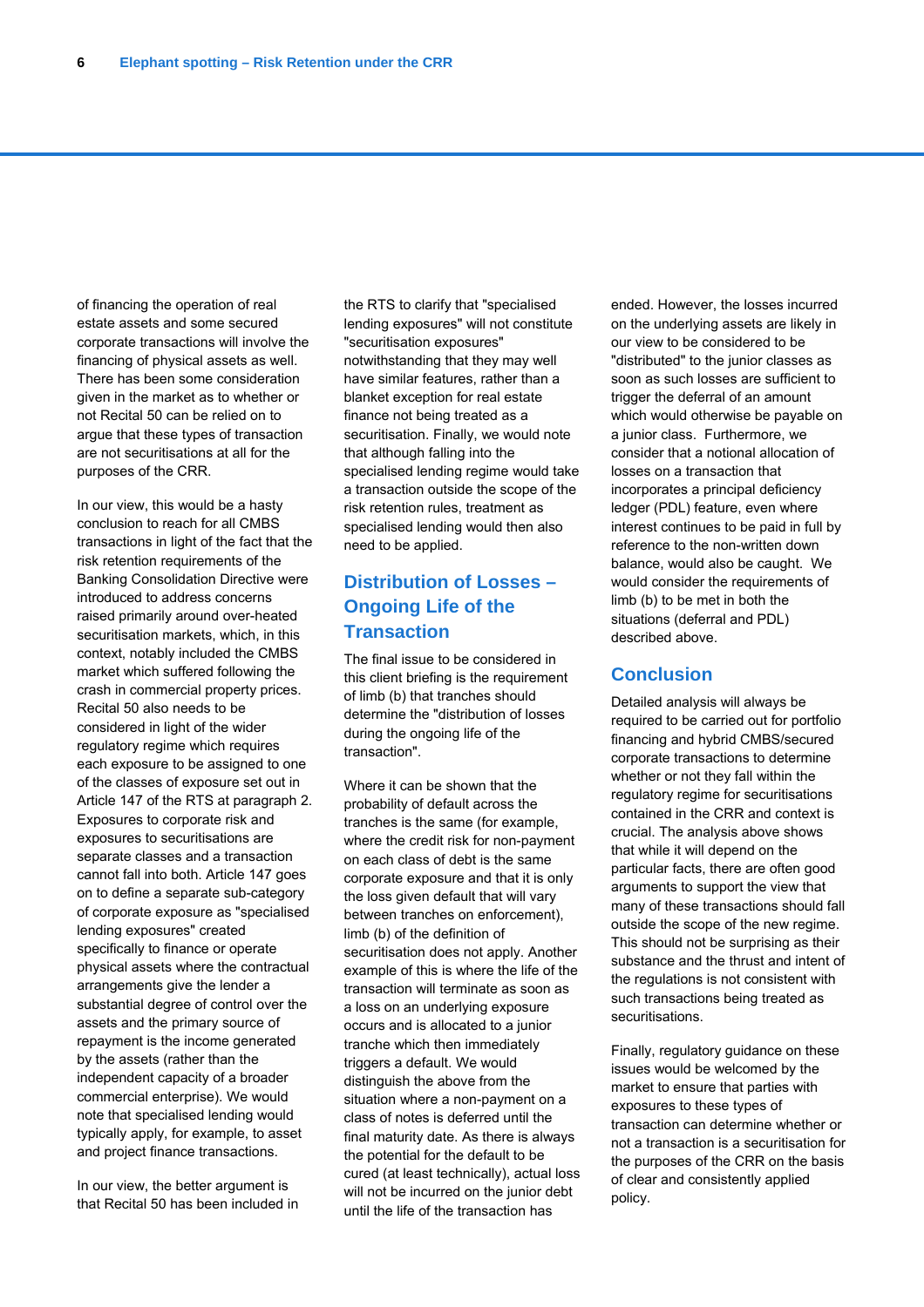of financing the operation of real estate assets and some secured corporate transactions will involve the financing of physical assets as well. There has been some consideration given in the market as to whether or not Recital 50 can be relied on to argue that these types of transaction are not securitisations at all for the purposes of the CRR.

In our view, this would be a hasty conclusion to reach for all CMBS transactions in light of the fact that the risk retention requirements of the Banking Consolidation Directive were introduced to address concerns raised primarily around over-heated securitisation markets, which, in this context, notably included the CMBS market which suffered following the crash in commercial property prices. Recital 50 also needs to be considered in light of the wider regulatory regime which requires each exposure to be assigned to one of the classes of exposure set out in Article 147 of the RTS at paragraph 2. Exposures to corporate risk and exposures to securitisations are separate classes and a transaction cannot fall into both. Article 147 goes on to define a separate sub-category of corporate exposure as "specialised lending exposures" created specifically to finance or operate physical assets where the contractual arrangements give the lender a substantial degree of control over the assets and the primary source of repayment is the income generated by the assets (rather than the independent capacity of a broader commercial enterprise). We would note that specialised lending would typically apply, for example, to asset and project finance transactions.

In our view, the better argument is that Recital 50 has been included in the RTS to clarify that "specialised lending exposures" will not constitute "securitisation exposures" notwithstanding that they may well have similar features, rather than a blanket exception for real estate finance not being treated as a securitisation. Finally, we would note that although falling into the specialised lending regime would take a transaction outside the scope of the risk retention rules, treatment as specialised lending would then also need to be applied.

## Distribution of Losses – Ongoing Life of the Transaction

The final issue to be considered in this client briefing is the requirement of limb (b) that tranches should determine the "distribution of losses during the ongoing life of the transaction".

Where it can be shown that the probability of default across the tranches is the same (for example, where the credit risk for non-payment on each class of debt is the same corporate exposure and that it is only the loss given default that will vary between tranches on enforcement), limb (b) of the definition of securitisation does not apply. Another example of this is where the life of the transaction will terminate as soon as a loss on an underlying exposure occurs and is allocated to a junior tranche which then immediately triggers a default. We would distinguish the above from the situation where a non-payment on a class of notes is deferred until the final maturity date. As there is always the potential for the default to be cured (at least technically), actual loss will not be incurred on the junior debt until the life of the transaction has ended. However, the losses incurred on the underlying assets are likely in our view to be considered to be "distributed" to the junior classes as soon as such losses are sufficient to trigger the deferral of an amount which would otherwise be payable on a junior class. Furthermore, we consider that a notional allocation of losses on a transaction that incorporates a principal deficiency ledger (PDL) feature, even where interest continues to be paid in full by reference to the non-written down balance, would also be caught. We would consider the requirements of limb (b) to be met in both the situations (deferral and PDL) described above.

## Conclusion

Detailed analysis will always be required to be carried out for portfolio financing and hybrid CMBS/secured corporate transactions to determine whether or not they fall within the regulatory regime for securitisations contained in the CRR and context is crucial. The analysis above shows that while it will depend on the particular facts, there are often good arguments to support the view that many of these transactions should fall outside the scope of the new regime. This should not be surprising as their substance and the thrust and intent of the regulations is not consistent with such transactions being treated as securitisations.

Finally, regulatory guidance on these issues would be welcomed by the market to ensure that parties with exposures to these types of transaction can determine whether or not a transaction is a securitisation for the purposes of the CRR on the basis of clear and consistently applied policy.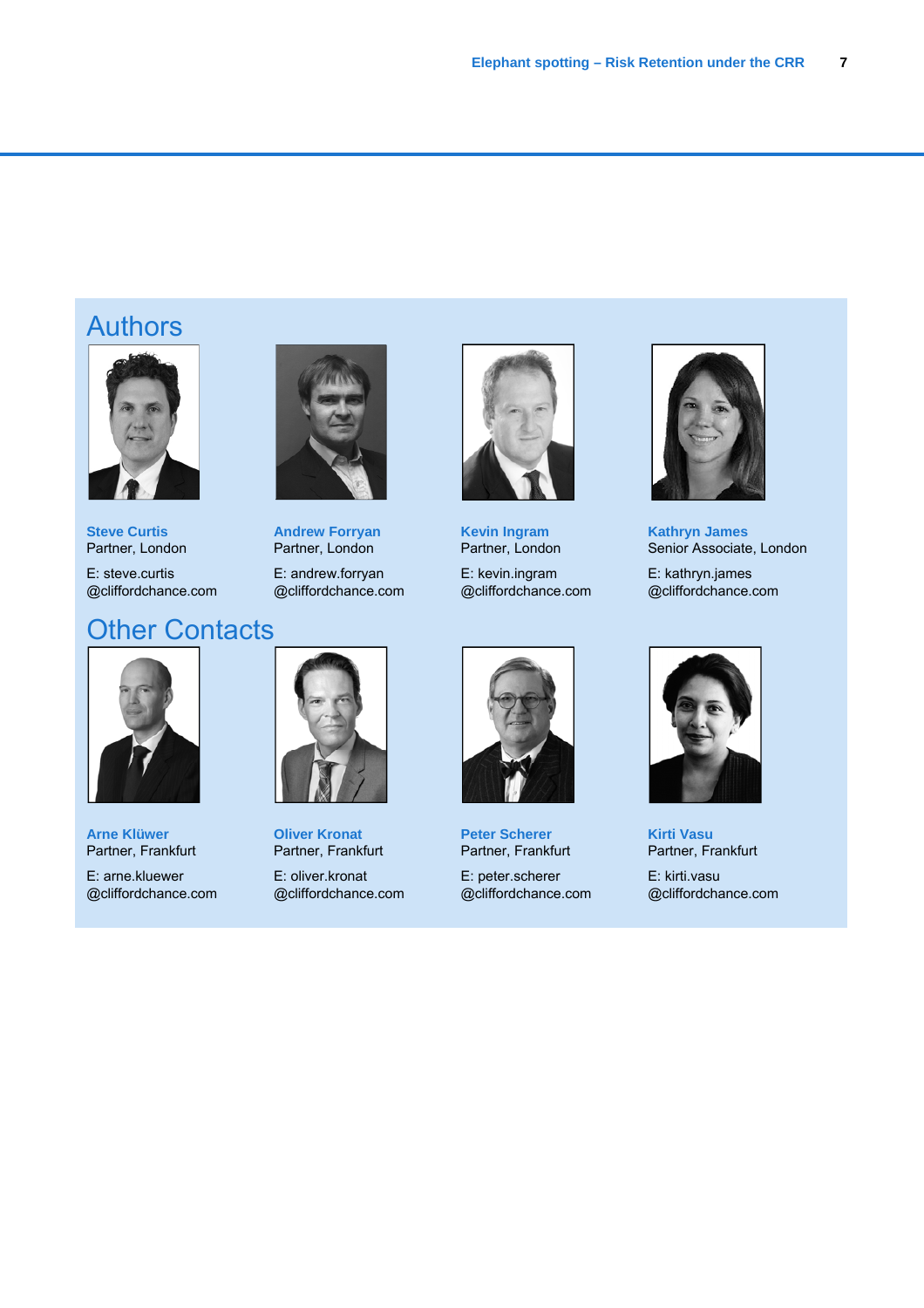## Authors

**Steve Curtis**
Partner, London

E: steve.curtis
@cliffordchance.com

**Andrew Forryan**
Partner, London

E: andrew.forryan
@cliffordchance.com

**Kevin Ingram**
Partner, London

E: kevin.ingram
@cliffordchance.com

**Kathryn James**
Senior Associate, London

E: kathryn.james
@cliffordchance.com

## Other Contacts

**Arne Klüwer**
Partner, Frankfurt

E: arne.kluewer
@cliffordchance.com

**Oliver Kronat**
Partner, Frankfurt

E: oliver.kronat
@cliffordchance.com

**Peter Scherer**
Partner, Frankfurt

E: peter.scherer
@cliffordchance.com

**Kirti Vasu**
Partner, Frankfurt

E: kirti.vasu
@cliffordchance.com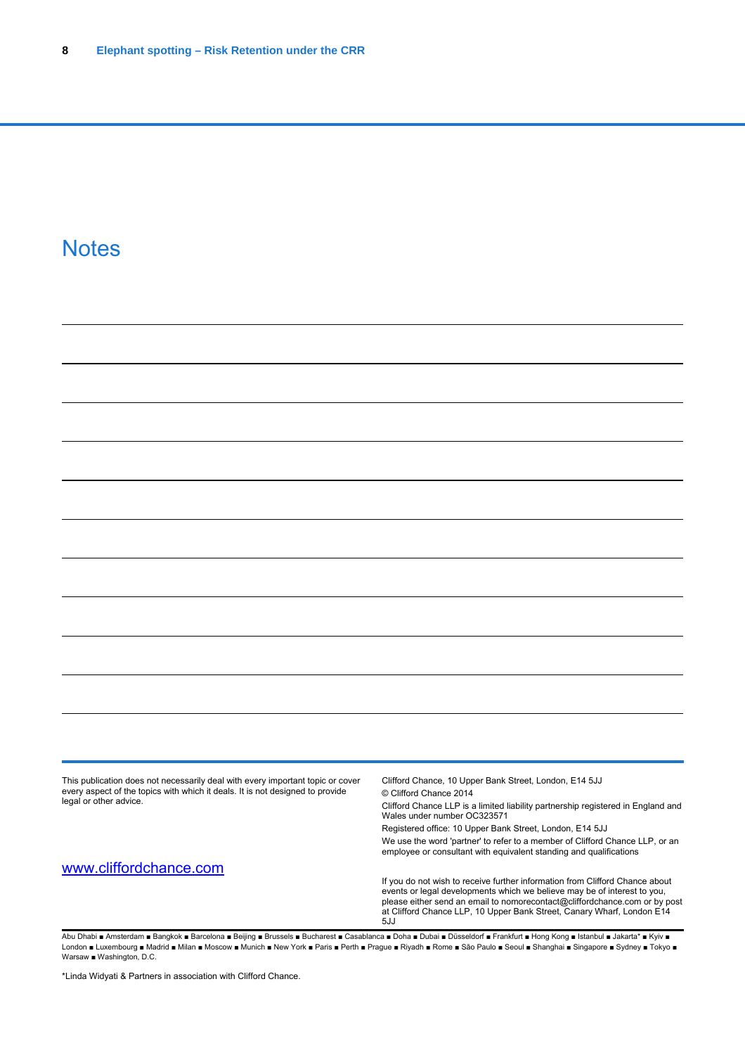# Notes

This publication does not necessarily deal with every important topic or cover every aspect of the topics with which it deals. It is not designed to provide legal or other advice.

www.cliffordchance.com

Clifford Chance, 10 Upper Bank Street, London, E14 5JJ

© Clifford Chance 2014

Clifford Chance LLP is a limited liability partnership registered in England and Wales under number OC323571

Registered office: 10 Upper Bank Street, London, E14 5JJ

We use the word 'partner' to refer to a member of Clifford Chance LLP, or an employee or consultant with equivalent standing and qualifications

If you do not wish to receive further information from Clifford Chance about events or legal developments which we believe may be of interest to you, please either send an email to nomorecontact@cliffordchance.com or by post at Clifford Chance LLP, 10 Upper Bank Street, Canary Wharf, London E14 5JJ

Abu Dhabi ■ Amsterdam ■ Bangkok ■ Barcelona ■ Beijing ■ Brussels ■ Bucharest ■ Casablanca ■ Doha ■ Dubai ■ Düsseldorf ■ Frankfurt ■ Hong Kong ■ Istanbul ■ Jakarta* ■ Kyiv ■ London ■ Luxembourg ■ Madrid ■ Milan ■ Moscow ■ Munich ■ New York ■ Paris ■ Perth ■ Prague ■ Riyadh ■ Rome ■ São Paulo ■ Seoul ■ Shanghai ■ Singapore ■ Sydney ■ Tokyo ■ Warsaw ■ Washington, D.C.

*Linda Widyati & Partners in association with Clifford Chance.